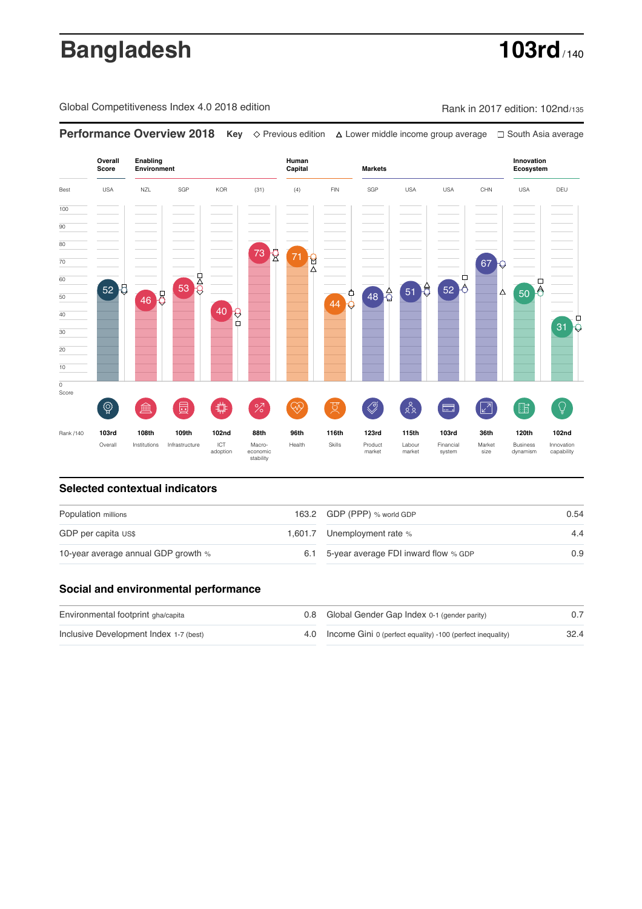# Bangladesh

**103rd** / 140

Global Competitiveness Index 4.0 2018 edition

Rank in 2017 edition: 102nd/135

## Performance Overview 2018

**Key** ◇ Previous edition △ Lower middle income group average □ South Asia average

| | Overall Score | Enabling Environment | | | | Human Capital | | Markets | | | | Innovation Ecosystem | |
|---|---|---|---|---|---|---|---|---|---|---|---|---|---|
| Best | USA | NZL | SGP | KOR | (31) | (4) | FIN | SGP | USA | USA | CHN | USA | DEU |
| Score | 52 | 46 | 53 | 40 | 73 | 71 | 44 | 48 | 51 | 52 | 67 | 50 | 31 |
| Rank /140 | 103rd | 108th | 109th | 102nd | 88th | 96th | 116th | 123rd | 115th | 103rd | 36th | 120th | 102nd |
| | Overall | Institutions | Infrastructure | ICT adoption | Macro-economic stability | Health | Skills | Product market | Labour market | Financial system | Market size | Business dynamism | Innovation capability |

## Selected contextual indicators

| | | | |
|---|---|---|---|
| Population millions | 163.2 | GDP (PPP) % world GDP | 0.54 |
| GDP per capita US$ | 1,601.7 | Unemployment rate % | 4.4 |
| 10-year average annual GDP growth % | 6.1 | 5-year average FDI inward flow % GDP | 0.9 |

## Social and environmental performance

| | | | |
|---|---|---|---|
| Environmental footprint gha/capita | 0.8 | Global Gender Gap Index 0-1 (gender parity) | 0.7 |
| Inclusive Development Index 1-7 (best) | 4.0 | Income Gini 0 (perfect equality) -100 (perfect inequality) | 32.4 |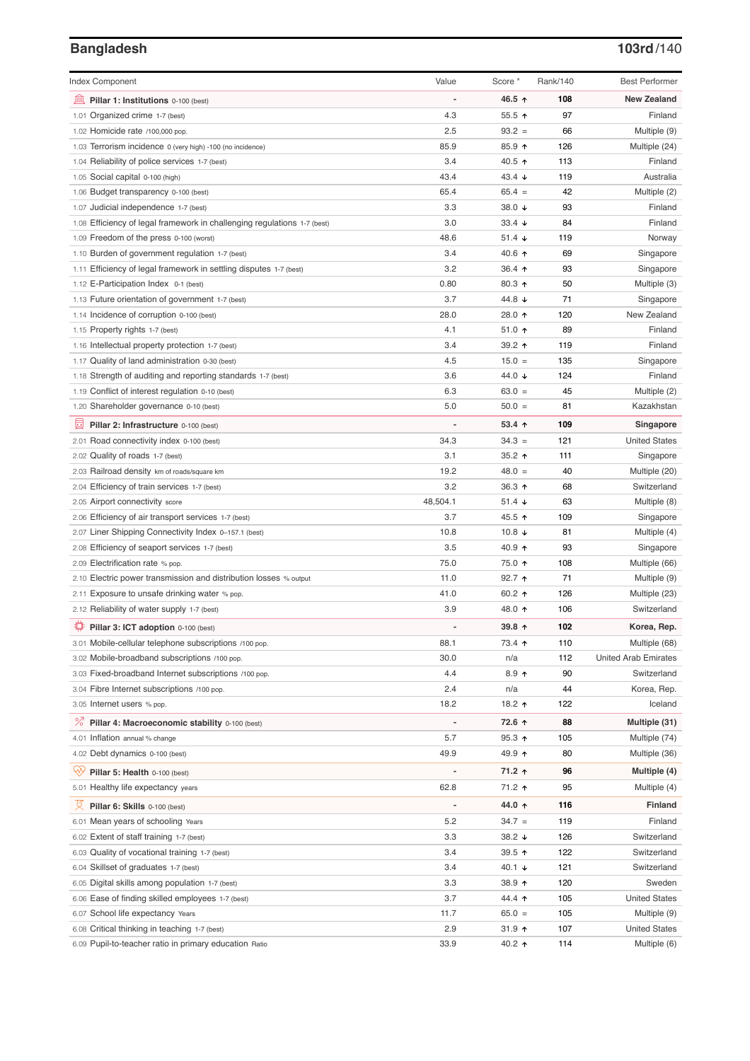## Bangladesh

**103rd/140**

| Index Component | Value | Score * | Rank/140 | Best Performer |
|---|---|---|---|---|
| **Pillar 1: Institutions** 0-100 (best) | - | **46.5 ↑** | **108** | **New Zealand** |
| 1.01 Organized crime 1-7 (best) | 4.3 | 55.5 ↑ | 97 | Finland |
| 1.02 Homicide rate /100,000 pop. | 2.5 | 93.2 = | 66 | Multiple (9) |
| 1.03 Terrorism incidence 0 (very high) -100 (no incidence) | 85.9 | 85.9 ↑ | 126 | Multiple (24) |
| 1.04 Reliability of police services 1-7 (best) | 3.4 | 40.5 ↑ | 113 | Finland |
| 1.05 Social capital 0-100 (high) | 43.4 | 43.4 ↓ | 119 | Australia |
| 1.06 Budget transparency 0-100 (best) | 65.4 | 65.4 = | 42 | Multiple (2) |
| 1.07 Judicial independence 1-7 (best) | 3.3 | 38.0 ↓ | 93 | Finland |
| 1.08 Efficiency of legal framework in challenging regulations 1-7 (best) | 3.0 | 33.4 ↓ | 84 | Finland |
| 1.09 Freedom of the press 0-100 (worst) | 48.6 | 51.4 ↓ | 119 | Norway |
| 1.10 Burden of government regulation 1-7 (best) | 3.4 | 40.6 ↑ | 69 | Singapore |
| 1.11 Efficiency of legal framework in settling disputes 1-7 (best) | 3.2 | 36.4 ↑ | 93 | Singapore |
| 1.12 E-Participation Index 0-1 (best) | 0.80 | 80.3 ↑ | 50 | Multiple (3) |
| 1.13 Future orientation of government 1-7 (best) | 3.7 | 44.8 ↓ | 71 | Singapore |
| 1.14 Incidence of corruption 0-100 (best) | 28.0 | 28.0 ↑ | 120 | New Zealand |
| 1.15 Property rights 1-7 (best) | 4.1 | 51.0 ↑ | 89 | Finland |
| 1.16 Intellectual property protection 1-7 (best) | 3.4 | 39.2 ↑ | 119 | Finland |
| 1.17 Quality of land administration 0-30 (best) | 4.5 | 15.0 = | 135 | Singapore |
| 1.18 Strength of auditing and reporting standards 1-7 (best) | 3.6 | 44.0 ↓ | 124 | Finland |
| 1.19 Conflict of interest regulation 0-10 (best) | 6.3 | 63.0 = | 45 | Multiple (2) |
| 1.20 Shareholder governance 0-10 (best) | 5.0 | 50.0 = | 81 | Kazakhstan |
| **Pillar 2: Infrastructure** 0-100 (best) | - | **53.4 ↑** | **109** | **Singapore** |
| 2.01 Road connectivity index 0-100 (best) | 34.3 | 34.3 = | 121 | United States |
| 2.02 Quality of roads 1-7 (best) | 3.1 | 35.2 ↑ | 111 | Singapore |
| 2.03 Railroad density km of roads/square km | 19.2 | 48.0 = | 40 | Multiple (20) |
| 2.04 Efficiency of train services 1-7 (best) | 3.2 | 36.3 ↑ | 68 | Switzerland |
| 2.05 Airport connectivity score | 48,504.1 | 51.4 ↓ | 63 | Multiple (8) |
| 2.06 Efficiency of air transport services 1-7 (best) | 3.7 | 45.5 ↑ | 109 | Singapore |
| 2.07 Liner Shipping Connectivity Index 0-157.1 (best) | 10.8 | 10.8 ↓ | 81 | Multiple (4) |
| 2.08 Efficiency of seaport services 1-7 (best) | 3.5 | 40.9 ↑ | 93 | Singapore |
| 2.09 Electrification rate % pop. | 75.0 | 75.0 ↑ | 108 | Multiple (66) |
| 2.10 Electric power transmission and distribution losses % output | 11.0 | 92.7 ↑ | 71 | Multiple (9) |
| 2.11 Exposure to unsafe drinking water % pop. | 41.0 | 60.2 ↑ | 126 | Multiple (23) |
| 2.12 Reliability of water supply 1-7 (best) | 3.9 | 48.0 ↑ | 106 | Switzerland |
| **Pillar 3: ICT adoption** 0-100 (best) | - | **39.8 ↑** | **102** | **Korea, Rep.** |
| 3.01 Mobile-cellular telephone subscriptions /100 pop. | 88.1 | 73.4 ↑ | 110 | Multiple (68) |
| 3.02 Mobile-broadband subscriptions /100 pop. | 30.0 | n/a | 112 | United Arab Emirates |
| 3.03 Fixed-broadband Internet subscriptions /100 pop. | 4.4 | 8.9 ↑ | 90 | Switzerland |
| 3.04 Fibre Internet subscriptions /100 pop. | 2.4 | n/a | 44 | Korea, Rep. |
| 3.05 Internet users % pop. | 18.2 | 18.2 ↑ | 122 | Iceland |
| **Pillar 4: Macroeconomic stability** 0-100 (best) | - | **72.6 ↑** | **88** | **Multiple (31)** |
| 4.01 Inflation annual % change | 5.7 | 95.3 ↑ | 105 | Multiple (74) |
| 4.02 Debt dynamics 0-100 (best) | 49.9 | 49.9 ↑ | 80 | Multiple (36) |
| **Pillar 5: Health** 0-100 (best) | - | **71.2 ↑** | **96** | **Multiple (4)** |
| 5.01 Healthy life expectancy years | 62.8 | 71.2 ↑ | 95 | Multiple (4) |
| **Pillar 6: Skills** 0-100 (best) | - | **44.0 ↑** | **116** | **Finland** |
| 6.01 Mean years of schooling Years | 5.2 | 34.7 = | 119 | Finland |
| 6.02 Extent of staff training 1-7 (best) | 3.3 | 38.2 ↓ | 126 | Switzerland |
| 6.03 Quality of vocational training 1-7 (best) | 3.4 | 39.5 ↑ | 122 | Switzerland |
| 6.04 Skillset of graduates 1-7 (best) | 3.4 | 40.1 ↓ | 121 | Switzerland |
| 6.05 Digital skills among population 1-7 (best) | 3.3 | 38.9 ↑ | 120 | Sweden |
| 6.06 Ease of finding skilled employees 1-7 (best) | 3.7 | 44.4 ↑ | 105 | United States |
| 6.07 School life expectancy Years | 11.7 | 65.0 = | 105 | Multiple (9) |
| 6.08 Critical thinking in teaching 1-7 (best) | 2.9 | 31.9 ↑ | 107 | United States |
| 6.09 Pupil-to-teacher ratio in primary education Ratio | 33.9 | 40.2 ↑ | 114 | Multiple (6) |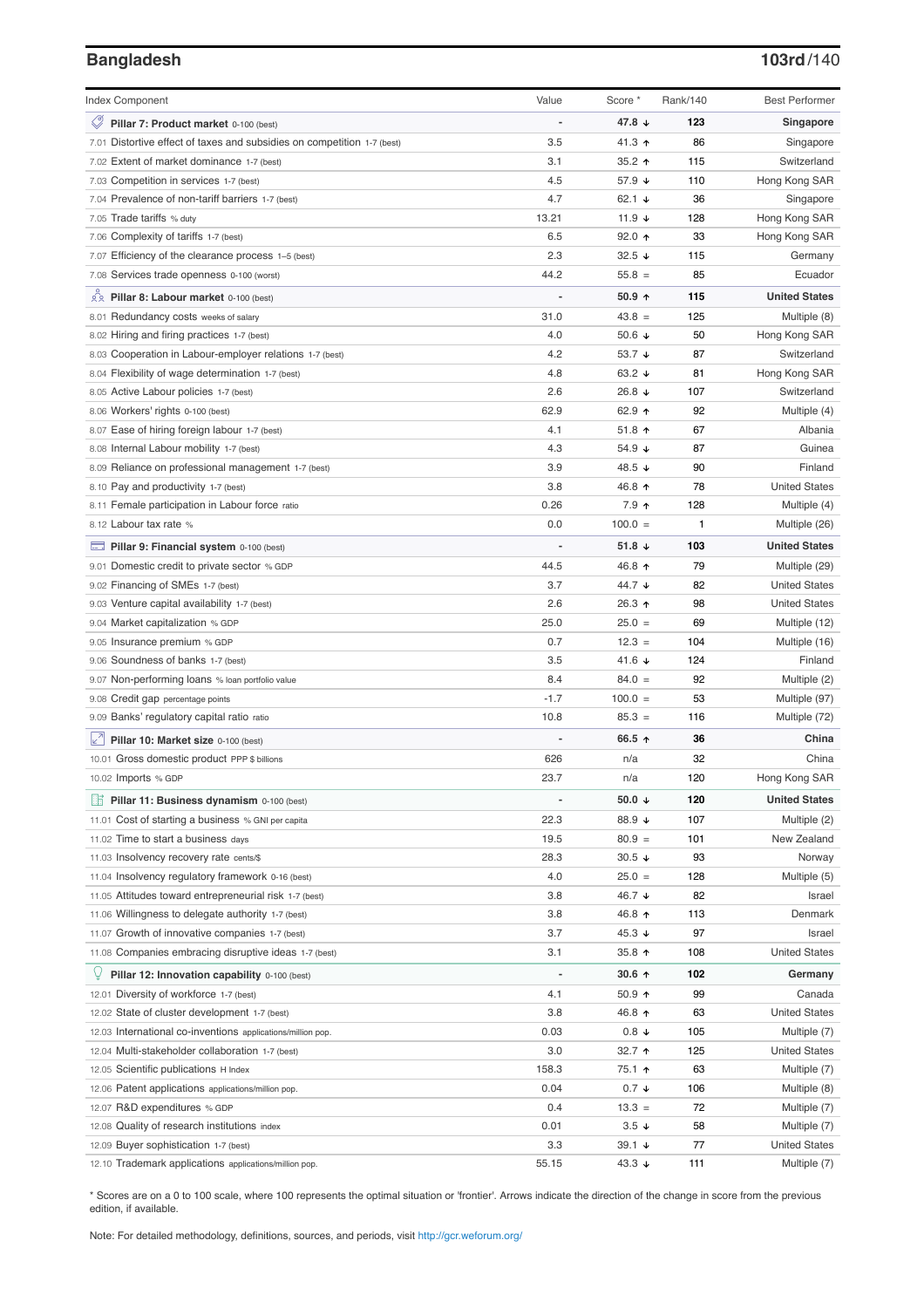## Bangladesh

**103rd/140**

| Index Component | Value | Score * | Rank/140 | Best Performer |
|---|---|---|---|---|
| **Pillar 7: Product market** 0-100 (best) | - | **47.8 ↓** | **123** | **Singapore** |
| 7.01 Distortive effect of taxes and subsidies on competition 1-7 (best) | 3.5 | 41.3 ↑ | 86 | Singapore |
| 7.02 Extent of market dominance 1-7 (best) | 3.1 | 35.2 ↑ | 115 | Switzerland |
| 7.03 Competition in services 1-7 (best) | 4.5 | 57.9 ↓ | 110 | Hong Kong SAR |
| 7.04 Prevalence of non-tariff barriers 1-7 (best) | 4.7 | 62.1 ↓ | 36 | Singapore |
| 7.05 Trade tariffs % duty | 13.21 | 11.9 ↓ | 128 | Hong Kong SAR |
| 7.06 Complexity of tariffs 1-7 (best) | 6.5 | 92.0 ↑ | 33 | Hong Kong SAR |
| 7.07 Efficiency of the clearance process 1–5 (best) | 2.3 | 32.5 ↓ | 115 | Germany |
| 7.08 Services trade openness 0-100 (worst) | 44.2 | 55.8 = | 85 | Ecuador |
| **Pillar 8: Labour market** 0-100 (best) | - | **50.9 ↑** | **115** | **United States** |
| 8.01 Redundancy costs weeks of salary | 31.0 | 43.8 = | 125 | Multiple (8) |
| 8.02 Hiring and firing practices 1-7 (best) | 4.0 | 50.6 ↓ | 50 | Hong Kong SAR |
| 8.03 Cooperation in Labour-employer relations 1-7 (best) | 4.2 | 53.7 ↓ | 87 | Switzerland |
| 8.04 Flexibility of wage determination 1-7 (best) | 4.8 | 63.2 ↓ | 81 | Hong Kong SAR |
| 8.05 Active Labour policies 1-7 (best) | 2.6 | 26.8 ↓ | 107 | Switzerland |
| 8.06 Workers' rights 0-100 (best) | 62.9 | 62.9 ↑ | 92 | Multiple (4) |
| 8.07 Ease of hiring foreign labour 1-7 (best) | 4.1 | 51.8 ↑ | 67 | Albania |
| 8.08 Internal Labour mobility 1-7 (best) | 4.3 | 54.9 ↓ | 87 | Guinea |
| 8.09 Reliance on professional management 1-7 (best) | 3.9 | 48.5 ↓ | 90 | Finland |
| 8.10 Pay and productivity 1-7 (best) | 3.8 | 46.8 ↑ | 78 | United States |
| 8.11 Female participation in Labour force ratio | 0.26 | 7.9 ↑ | 128 | Multiple (4) |
| 8.12 Labour tax rate % | 0.0 | 100.0 = | 1 | Multiple (26) |
| **Pillar 9: Financial system** 0-100 (best) | - | **51.8 ↓** | **103** | **United States** |
| 9.01 Domestic credit to private sector % GDP | 44.5 | 46.8 ↑ | 79 | Multiple (29) |
| 9.02 Financing of SMEs 1-7 (best) | 3.7 | 44.7 ↓ | 82 | United States |
| 9.03 Venture capital availability 1-7 (best) | 2.6 | 26.3 ↑ | 98 | United States |
| 9.04 Market capitalization % GDP | 25.0 | 25.0 = | 69 | Multiple (12) |
| 9.05 Insurance premium % GDP | 0.7 | 12.3 = | 104 | Multiple (16) |
| 9.06 Soundness of banks 1-7 (best) | 3.5 | 41.6 ↓ | 124 | Finland |
| 9.07 Non-performing loans % loan portfolio value | 8.4 | 84.0 = | 92 | Multiple (2) |
| 9.08 Credit gap percentage points | -1.7 | 100.0 = | 53 | Multiple (97) |
| 9.09 Banks' regulatory capital ratio ratio | 10.8 | 85.3 = | 116 | Multiple (72) |
| **Pillar 10: Market size** 0-100 (best) | - | **66.5 ↑** | **36** | **China** |
| 10.01 Gross domestic product PPP $ billions | 626 | n/a | 32 | China |
| 10.02 Imports % GDP | 23.7 | n/a | 120 | Hong Kong SAR |
| **Pillar 11: Business dynamism** 0-100 (best) | - | **50.0 ↓** | **120** | **United States** |
| 11.01 Cost of starting a business % GNI per capita | 22.3 | 88.9 ↓ | 107 | Multiple (2) |
| 11.02 Time to start a business days | 19.5 | 80.9 = | 101 | New Zealand |
| 11.03 Insolvency recovery rate cents/$ | 28.3 | 30.5 ↓ | 93 | Norway |
| 11.04 Insolvency regulatory framework 0-16 (best) | 4.0 | 25.0 = | 128 | Multiple (5) |
| 11.05 Attitudes toward entrepreneurial risk 1-7 (best) | 3.8 | 46.7 ↓ | 82 | Israel |
| 11.06 Willingness to delegate authority 1-7 (best) | 3.8 | 46.8 ↑ | 113 | Denmark |
| 11.07 Growth of innovative companies 1-7 (best) | 3.7 | 45.3 ↓ | 97 | Israel |
| 11.08 Companies embracing disruptive ideas 1-7 (best) | 3.1 | 35.8 ↑ | 108 | United States |
| **Pillar 12: Innovation capability** 0-100 (best) | - | **30.6 ↑** | **102** | **Germany** |
| 12.01 Diversity of workforce 1-7 (best) | 4.1 | 50.9 ↑ | 99 | Canada |
| 12.02 State of cluster development 1-7 (best) | 3.8 | 46.8 ↑ | 63 | United States |
| 12.03 International co-inventions applications/million pop. | 0.03 | 0.8 ↓ | 105 | Multiple (7) |
| 12.04 Multi-stakeholder collaboration 1-7 (best) | 3.0 | 32.7 ↑ | 125 | United States |
| 12.05 Scientific publications H Index | 158.3 | 75.1 ↑ | 63 | Multiple (7) |
| 12.06 Patent applications applications/million pop. | 0.04 | 0.7 ↓ | 106 | Multiple (8) |
| 12.07 R&D expenditures % GDP | 0.4 | 13.3 = | 72 | Multiple (7) |
| 12.08 Quality of research institutions index | 0.01 | 3.5 ↓ | 58 | Multiple (7) |
| 12.09 Buyer sophistication 1-7 (best) | 3.3 | 39.1 ↓ | 77 | United States |
| 12.10 Trademark applications applications/million pop. | 55.15 | 43.3 ↓ | 111 | Multiple (7) |

* Scores are on a 0 to 100 scale, where 100 represents the optimal situation or 'frontier'. Arrows indicate the direction of the change in score from the previous edition, if available.

Note: For detailed methodology, definitions, sources, and periods, visit http://gcr.weforum.org/